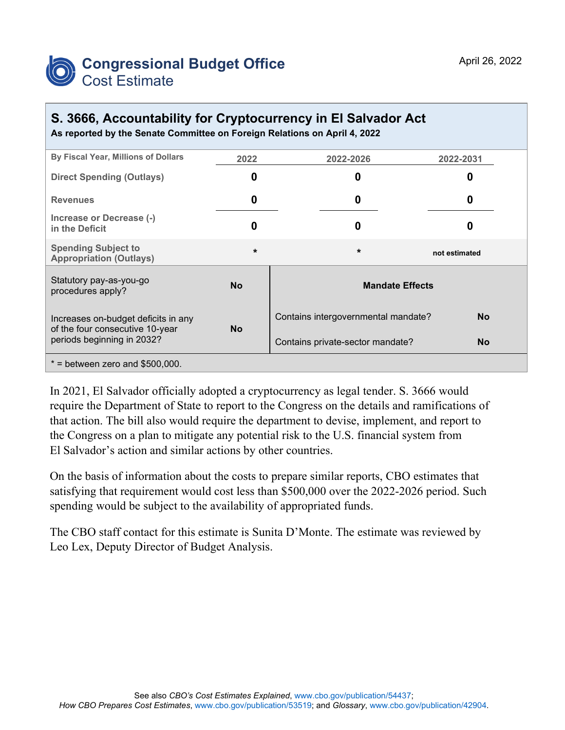# Congressional Budget Office
## Cost Estimate

April 26, 2022

## S. 3666, Accountability for Cryptocurrency in El Salvador Act

**As reported by the Senate Committee on Foreign Relations on April 4, 2022**

| By Fiscal Year, Millions of Dollars | 2022 | 2022-2026 | 2022-2031 |
|---|---|---|---|
| Direct Spending (Outlays) | 0 | 0 | 0 |
| Revenues | 0 | 0 | 0 |
| Increase or Decrease (-) in the Deficit | 0 | 0 | 0 |
| Spending Subject to Appropriation (Outlays) | * | * | not estimated |

| | | Mandate Effects | |
|---|---|---|---|
| Statutory pay-as-you-go procedures apply? | No | Contains intergovernmental mandate? | No |
| Increases on-budget deficits in any of the four consecutive 10-year periods beginning in 2032? | No | Contains private-sector mandate? | No |

* = between zero and $500,000.

In 2021, El Salvador officially adopted a cryptocurrency as legal tender. S. 3666 would require the Department of State to report to the Congress on the details and ramifications of that action. The bill also would require the department to devise, implement, and report to the Congress on a plan to mitigate any potential risk to the U.S. financial system from El Salvador's action and similar actions by other countries.

On the basis of information about the costs to prepare similar reports, CBO estimates that satisfying that requirement would cost less than $500,000 over the 2022-2026 period. Such spending would be subject to the availability of appropriated funds.

The CBO staff contact for this estimate is Sunita D'Monte. The estimate was reviewed by Leo Lex, Deputy Director of Budget Analysis.

See also *CBO's Cost Estimates Explained*, www.cbo.gov/publication/54437; *How CBO Prepares Cost Estimates*, www.cbo.gov/publication/53519; and *Glossary*, www.cbo.gov/publication/42904.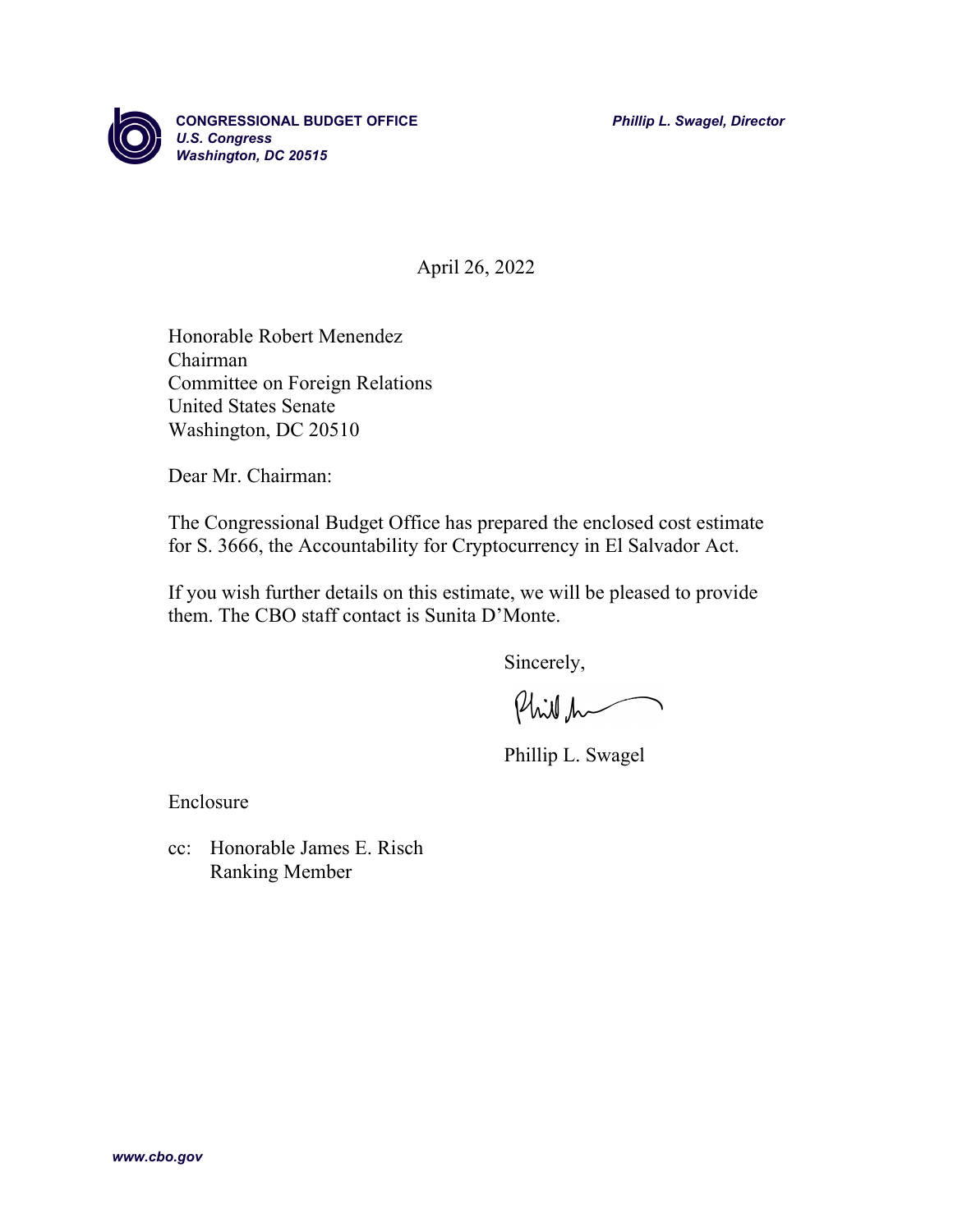**CONGRESSIONAL BUDGET OFFICE**
*U.S. Congress*
*Washington, DC 20515*

*Phillip L. Swagel, Director*

April 26, 2022

Honorable Robert Menendez
Chairman
Committee on Foreign Relations
United States Senate
Washington, DC 20510

Dear Mr. Chairman:

The Congressional Budget Office has prepared the enclosed cost estimate for S. 3666, the Accountability for Cryptocurrency in El Salvador Act.

If you wish further details on this estimate, we will be pleased to provide them. The CBO staff contact is Sunita D'Monte.

Sincerely,

Phillip L. Swagel

Enclosure

cc: Honorable James E. Risch
Ranking Member

*www.cbo.gov*